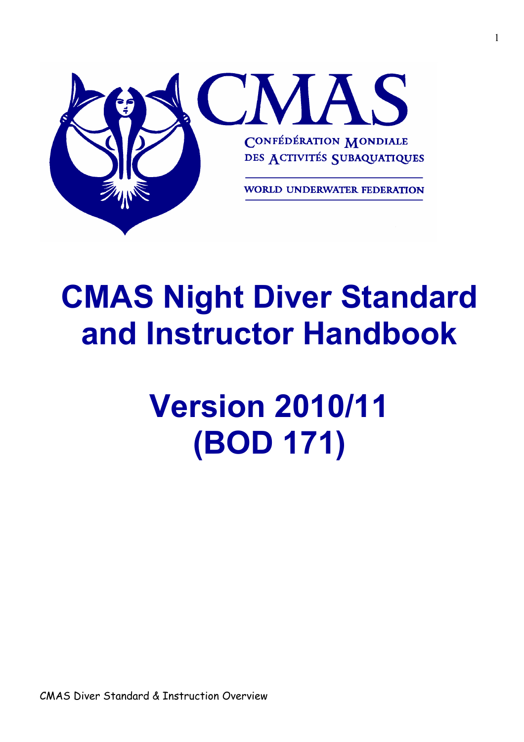CMAS

CONFÉDÉRATION MONDIALE DES ACTIVITÉS SUBAQUATIQUES

WORLD UNDERWATER FEDERATION

# CMAS Night Diver Standard and Instructor Handbook

# Version 2010/11 (BOD 171)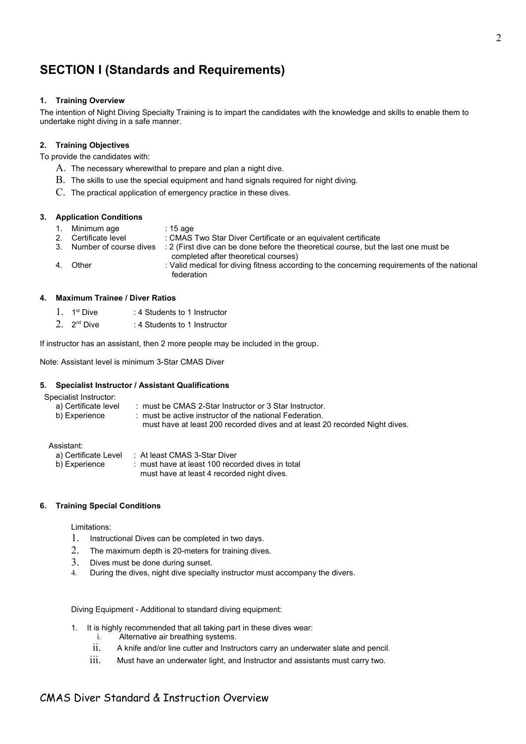## SECTION I (Standards and Requirements)

### 1. Training Overview

The intention of Night Diving Specialty Training is to impart the candidates with the knowledge and skills to enable them to undertake night diving in a safe manner.

### 2. Training Objectives

To provide the candidates with:

A. The necessary wherewithal to prepare and plan a night dive.
B. The skills to use the special equipment and hand signals required for night diving.
C. The practical application of emergency practice in these dives.

### 3. Application Conditions

1. Minimum age : 15 age
2. Certificate level : CMAS Two Star Diver Certificate or an equivalent certificate
3. Number of course dives : 2 (First dive can be done before the theoretical course, but the last one must be completed after theoretical courses)
4. Other : Valid medical for diving fitness according to the concerning requirements of the national federation

### 4. Maximum Trainee / Diver Ratios

1. 1st Dive : 4 Students to 1 Instructor
2. 2nd Dive : 4 Students to 1 Instructor

If instructor has an assistant, then 2 more people may be included in the group.

Note: Assistant level is minimum 3-Star CMAS Diver

### 5. Specialist Instructor / Assistant Qualifications

Specialist Instructor:

a) Certificate level : must be CMAS 2-Star Instructor or 3 Star Instructor.
b) Experience : must be active instructor of the national Federation.
must have at least 200 recorded dives and at least 20 recorded Night dives.

Assistant:

a) Certificate Level : At least CMAS 3-Star Diver
b) Experience : must have at least 100 recorded dives in total
must have at least 4 recorded night dives.

### 6. Training Special Conditions

Limitations:

1. Instructional Dives can be completed in two days.
2. The maximum depth is 20-meters for training dives.
3. Dives must be done during sunset.
4. During the dives, night dive specialty instructor must accompany the divers.

Diving Equipment - Additional to standard diving equipment:

1. It is highly recommended that all taking part in these dives wear:
   i. Alternative air breathing systems.
   ii. A knife and/or line cutter and Instructors carry an underwater slate and pencil.
   iii. Must have an underwater light, and Instructor and assistants must carry two.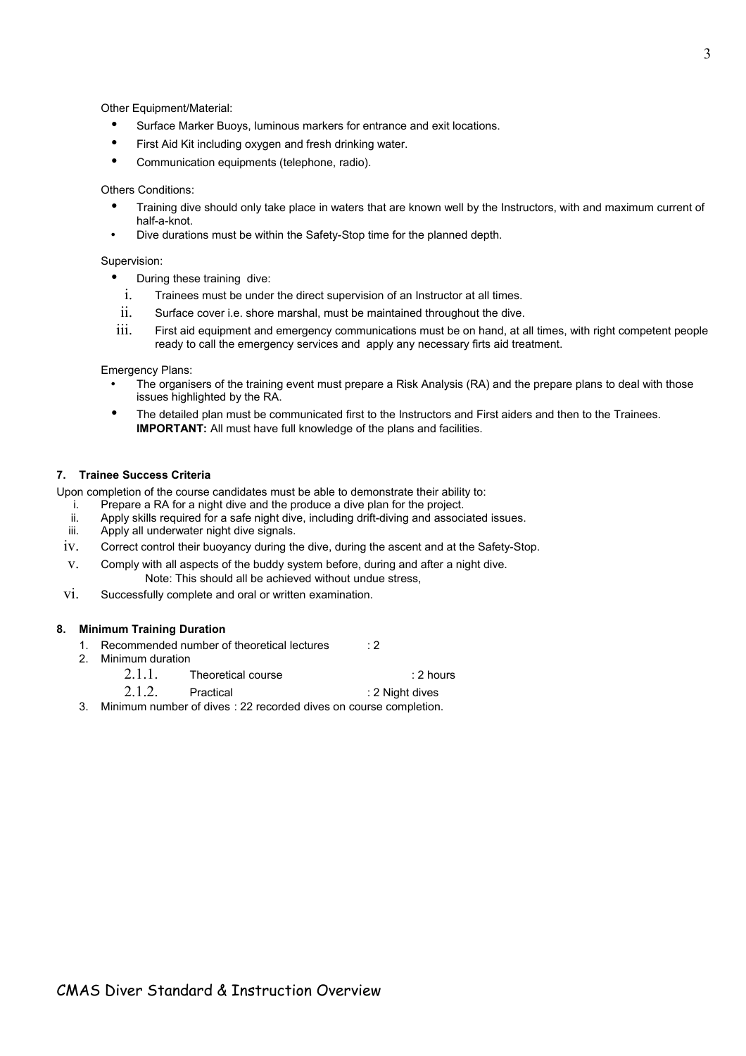Other Equipment/Material:

- Surface Marker Buoys, luminous markers for entrance and exit locations.
- First Aid Kit including oxygen and fresh drinking water.
- Communication equipments (telephone, radio).

Others Conditions:

- Training dive should only take place in waters that are known well by the Instructors, with and maximum current of half-a-knot.
- Dive durations must be within the Safety-Stop time for the planned depth.

Supervision:

- During these training dive:
  i. Trainees must be under the direct supervision of an Instructor at all times.
  ii. Surface cover i.e. shore marshal, must be maintained throughout the dive.
  iii. First aid equipment and emergency communications must be on hand, at all times, with right competent people ready to call the emergency services and apply any necessary firts aid treatment.

Emergency Plans:

- The organisers of the training event must prepare a Risk Analysis (RA) and the prepare plans to deal with those issues highlighted by the RA.
- The detailed plan must be communicated first to the Instructors and First aiders and then to the Trainees. **IMPORTANT:** All must have full knowledge of the plans and facilities.

#### 7. Trainee Success Criteria

Upon completion of the course candidates must be able to demonstrate their ability to:

i. Prepare a RA for a night dive and the produce a dive plan for the project.
ii. Apply skills required for a safe night dive, including drift-diving and associated issues.
iii. Apply all underwater night dive signals.
iv. Correct control their buoyancy during the dive, during the ascent and at the Safety-Stop.
v. Comply with all aspects of the buddy system before, during and after a night dive.
   Note: This should all be achieved without undue stress,
vi. Successfully complete and oral or written examination.

#### 8. Minimum Training Duration

1. Recommended number of theoretical lectures : 2
2. Minimum duration
   - 2.1.1. Theoretical course : 2 hours
   - 2.1.2. Practical : 2 Night dives
3. Minimum number of dives : 22 recorded dives on course completion.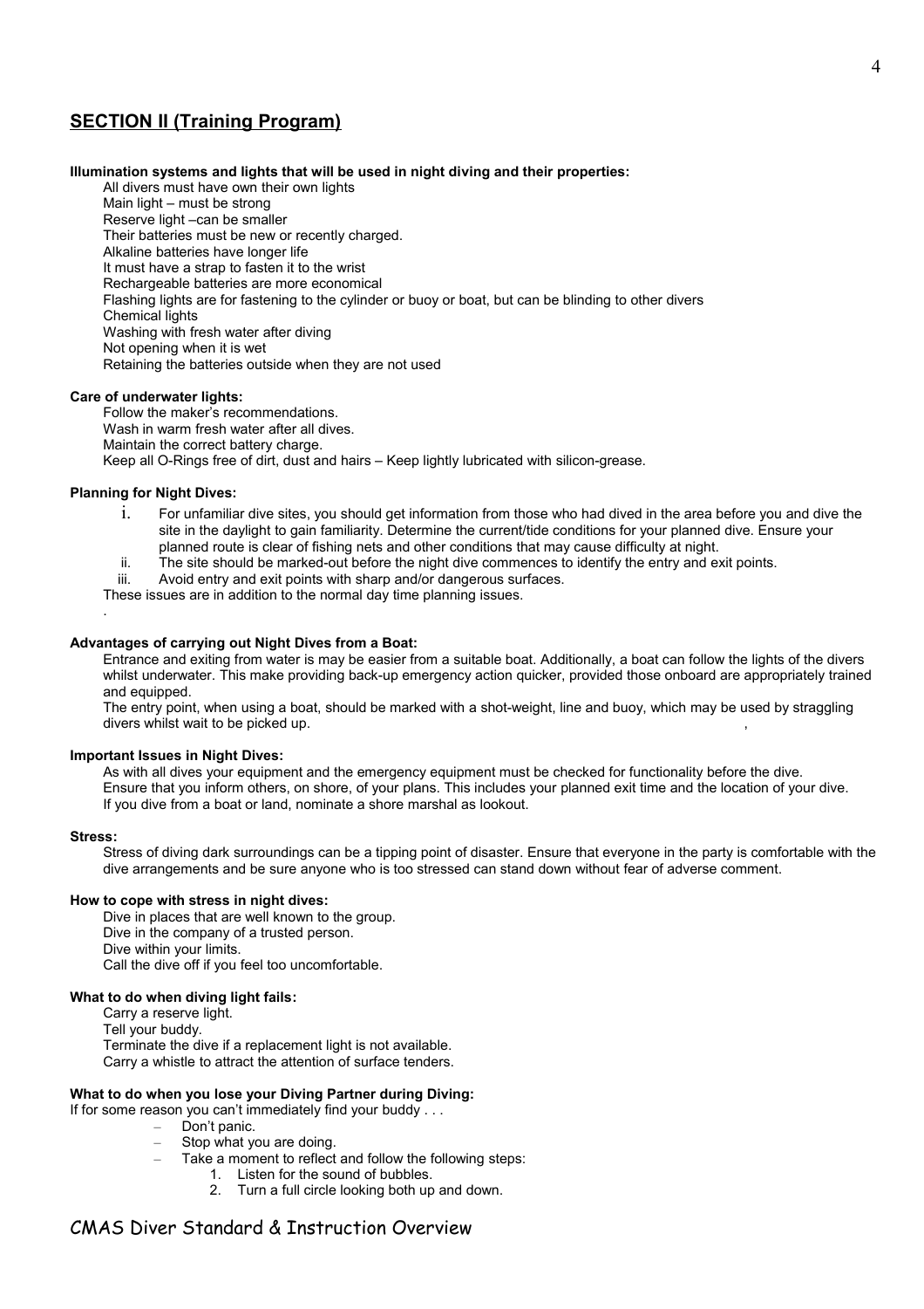## SECTION II (Training Program)

**Illumination systems and lights that will be used in night diving and their properties:**

All divers must have own their own lights
Main light – must be strong
Reserve light –can be smaller
Their batteries must be new or recently charged.
Alkaline batteries have longer life
It must have a strap to fasten it to the wrist
Rechargeable batteries are more economical
Flashing lights are for fastening to the cylinder or buoy or boat, but can be blinding to other divers
Chemical lights
Washing with fresh water after diving
Not opening when it is wet
Retaining the batteries outside when they are not used

**Care of underwater lights:**

Follow the maker's recommendations.
Wash in warm fresh water after all dives.
Maintain the correct battery charge.
Keep all O-Rings free of dirt, dust and hairs – Keep lightly lubricated with silicon-grease.

**Planning for Night Dives:**

i. For unfamiliar dive sites, you should get information from those who had dived in the area before you and dive the site in the daylight to gain familiarity. Determine the current/tide conditions for your planned dive. Ensure your planned route is clear of fishing nets and other conditions that may cause difficulty at night.
ii. The site should be marked-out before the night dive commences to identify the entry and exit points.
iii. Avoid entry and exit points with sharp and/or dangerous surfaces.

These issues are in addition to the normal day time planning issues.

.

**Advantages of carrying out Night Dives from a Boat:**

Entrance and exiting from water is may be easier from a suitable boat. Additionally, a boat can follow the lights of the divers whilst underwater. This make providing back-up emergency action quicker, provided those onboard are appropriately trained and equipped.
The entry point, when using a boat, should be marked with a shot-weight, line and buoy, which may be used by straggling divers whilst wait to be picked up.

**Important Issues in Night Dives:**

As with all dives your equipment and the emergency equipment must be checked for functionality before the dive.
Ensure that you inform others, on shore, of your plans. This includes your planned exit time and the location of your dive.
If you dive from a boat or land, nominate a shore marshal as lookout.

**Stress:**

Stress of diving dark surroundings can be a tipping point of disaster. Ensure that everyone in the party is comfortable with the dive arrangements and be sure anyone who is too stressed can stand down without fear of adverse comment.

**How to cope with stress in night dives:**

Dive in places that are well known to the group.
Dive in the company of a trusted person.
Dive within your limits.
Call the dive off if you feel too uncomfortable.

**What to do when diving light fails:**

Carry a reserve light.
Tell your buddy.
Terminate the dive if a replacement light is not available.
Carry a whistle to attract the attention of surface tenders.

**What to do when you lose your Diving Partner during Diving:**

If for some reason you can't immediately find your buddy . . .

- Don't panic.
- Stop what you are doing.
- Take a moment to reflect and follow the following steps:
    1. Listen for the sound of bubbles.
    2. Turn a full circle looking both up and down.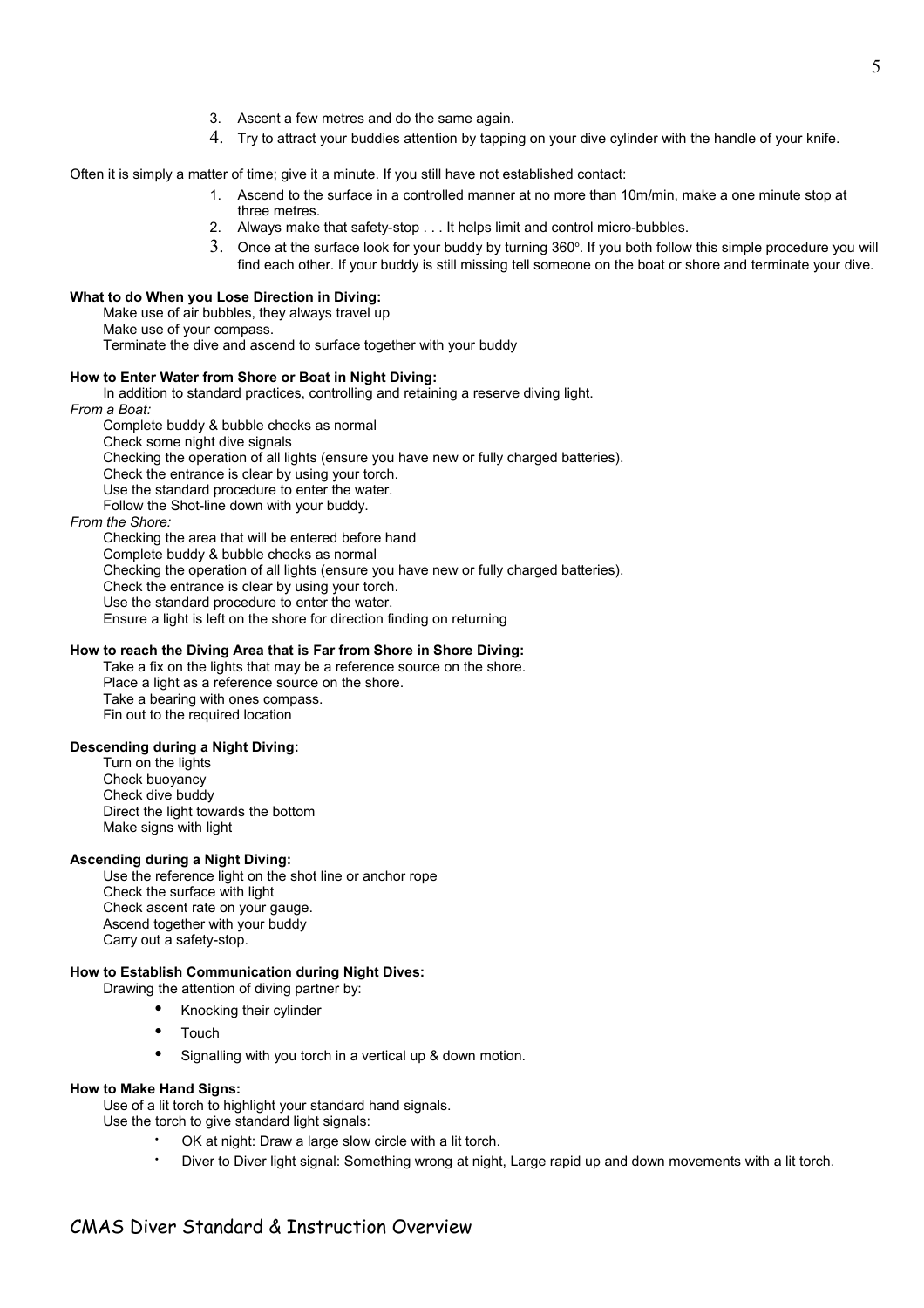3. Ascent a few metres and do the same again.
4. Try to attract your buddies attention by tapping on your dive cylinder with the handle of your knife.

Often it is simply a matter of time; give it a minute. If you still have not established contact:

1. Ascend to the surface in a controlled manner at no more than 10m/min, make a one minute stop at three metres.
2. Always make that safety-stop . . . It helps limit and control micro-bubbles.
3. Once at the surface look for your buddy by turning 360°. If you both follow this simple procedure you will find each other. If your buddy is still missing tell someone on the boat or shore and terminate your dive.

**What to do When you Lose Direction in Diving:**

Make use of air bubbles, they always travel up
Make use of your compass.
Terminate the dive and ascend to surface together with your buddy

**How to Enter Water from Shore or Boat in Night Diving:**

In addition to standard practices, controlling and retaining a reserve diving light.

*From a Boat:*

Complete buddy & bubble checks as normal
Check some night dive signals
Checking the operation of all lights (ensure you have new or fully charged batteries).
Check the entrance is clear by using your torch.
Use the standard procedure to enter the water.
Follow the Shot-line down with your buddy.

*From the Shore:*

Checking the area that will be entered before hand
Complete buddy & bubble checks as normal
Checking the operation of all lights (ensure you have new or fully charged batteries).
Check the entrance is clear by using your torch.
Use the standard procedure to enter the water.
Ensure a light is left on the shore for direction finding on returning

**How to reach the Diving Area that is Far from Shore in Shore Diving:**

Take a fix on the lights that may be a reference source on the shore.
Place a light as a reference source on the shore.
Take a bearing with ones compass.
Fin out to the required location

**Descending during a Night Diving:**

Turn on the lights
Check buoyancy
Check dive buddy
Direct the light towards the bottom
Make signs with light

**Ascending during a Night Diving:**

Use the reference light on the shot line or anchor rope
Check the surface with light
Check ascent rate on your gauge.
Ascend together with your buddy
Carry out a safety-stop.

**How to Establish Communication during Night Dives:**

Drawing the attention of diving partner by:

- Knocking their cylinder
- Touch
- Signalling with you torch in a vertical up & down motion.

**How to Make Hand Signs:**

Use of a lit torch to highlight your standard hand signals.
Use the torch to give standard light signals:

- OK at night: Draw a large slow circle with a lit torch.
- Diver to Diver light signal: Something wrong at night, Large rapid up and down movements with a lit torch.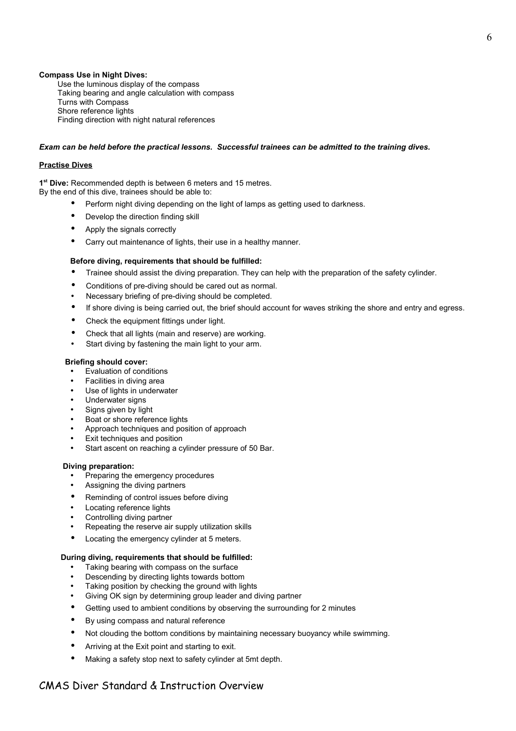**Compass Use in Night Dives:**

Use the luminous display of the compass
Taking bearing and angle calculation with compass
Turns with Compass
Shore reference lights
Finding direction with night natural references

***Exam can be held before the practical lessons. Successful trainees can be admitted to the training dives.***

**Practise Dives**

**1st Dive:** Recommended depth is between 6 meters and 15 metres.
By the end of this dive, trainees should be able to:

- Perform night diving depending on the light of lamps as getting used to darkness.
- Develop the direction finding skill
- Apply the signals correctly
- Carry out maintenance of lights, their use in a healthy manner.

**Before diving, requirements that should be fulfilled:**

- Trainee should assist the diving preparation. They can help with the preparation of the safety cylinder.
- Conditions of pre-diving should be cared out as normal.
- Necessary briefing of pre-diving should be completed.
- If shore diving is being carried out, the brief should account for waves striking the shore and entry and egress.
- Check the equipment fittings under light.
- Check that all lights (main and reserve) are working.
- Start diving by fastening the main light to your arm.

**Briefing should cover:**

- Evaluation of conditions
- Facilities in diving area
- Use of lights in underwater
- Underwater signs
- Signs given by light
- Boat or shore reference lights
- Approach techniques and position of approach
- Exit techniques and position
- Start ascent on reaching a cylinder pressure of 50 Bar.

**Diving preparation:**

- Preparing the emergency procedures
- Assigning the diving partners
- Reminding of control issues before diving
- Locating reference lights
- Controlling diving partner
- Repeating the reserve air supply utilization skills
- Locating the emergency cylinder at 5 meters.

**During diving, requirements that should be fulfilled:**

- Taking bearing with compass on the surface
- Descending by directing lights towards bottom
- Taking position by checking the ground with lights
- Giving OK sign by determining group leader and diving partner
- Getting used to ambient conditions by observing the surrounding for 2 minutes
- By using compass and natural reference
- Not clouding the bottom conditions by maintaining necessary buoyancy while swimming.
- Arriving at the Exit point and starting to exit.
- Making a safety stop next to safety cylinder at 5mt depth.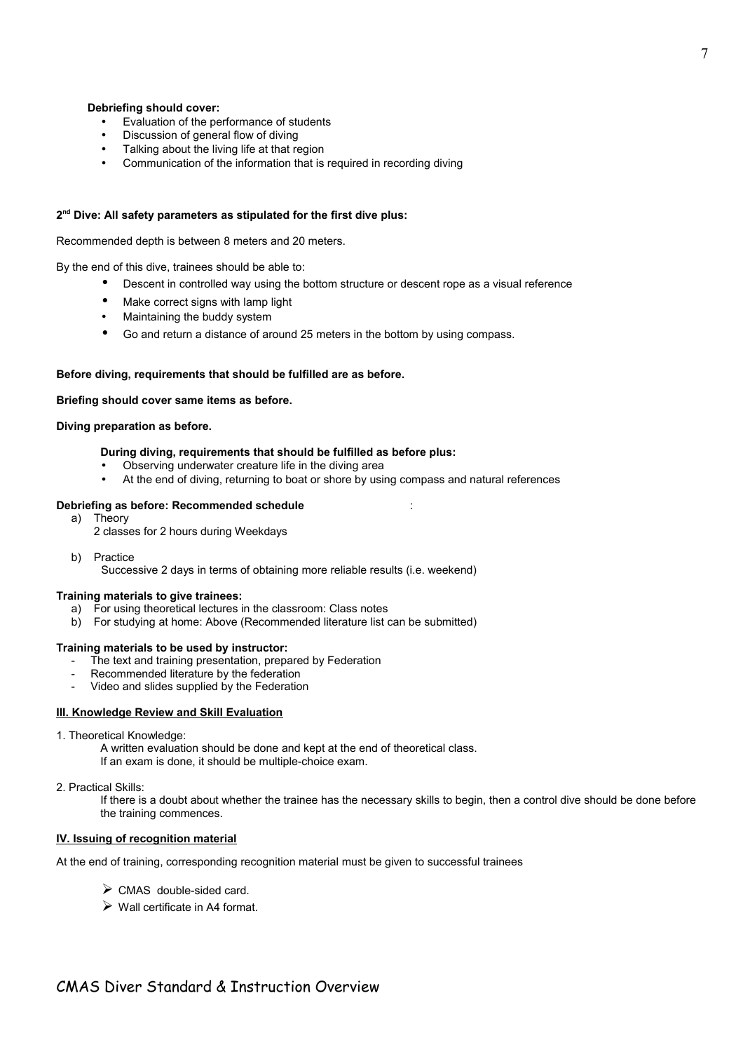**Debriefing should cover:**

- Evaluation of the performance of students
- Discussion of general flow of diving
- Talking about the living life at that region
- Communication of the information that is required in recording diving

**2nd Dive: All safety parameters as stipulated for the first dive plus:**

Recommended depth is between 8 meters and 20 meters.

By the end of this dive, trainees should be able to:

- Descent in controlled way using the bottom structure or descent rope as a visual reference
- Make correct signs with lamp light
- Maintaining the buddy system
- Go and return a distance of around 25 meters in the bottom by using compass.

**Before diving, requirements that should be fulfilled are as before.**

**Briefing should cover same items as before.**

**Diving preparation as before.**

**During diving, requirements that should be fulfilled as before plus:**

- Observing underwater creature life in the diving area
- At the end of diving, returning to boat or shore by using compass and natural references

**Debriefing as before: Recommended schedule** :

a) Theory
   2 classes for 2 hours during Weekdays

b) Practice
   Successive 2 days in terms of obtaining more reliable results (i.e. weekend)

**Training materials to give trainees:**

a) For using theoretical lectures in the classroom: Class notes
b) For studying at home: Above (Recommended literature list can be submitted)

**Training materials to be used by instructor:**

- The text and training presentation, prepared by Federation
- Recommended literature by the federation
- Video and slides supplied by the Federation

## III. Knowledge Review and Skill Evaluation

1. Theoretical Knowledge:
   A written evaluation should be done and kept at the end of theoretical class.
   If an exam is done, it should be multiple-choice exam.

2. Practical Skills:
   If there is a doubt about whether the trainee has the necessary skills to begin, then a control dive should be done before the training commences.

## IV. Issuing of recognition material

At the end of training, corresponding recognition material must be given to successful trainees

- CMAS double-sided card.
- Wall certificate in A4 format.